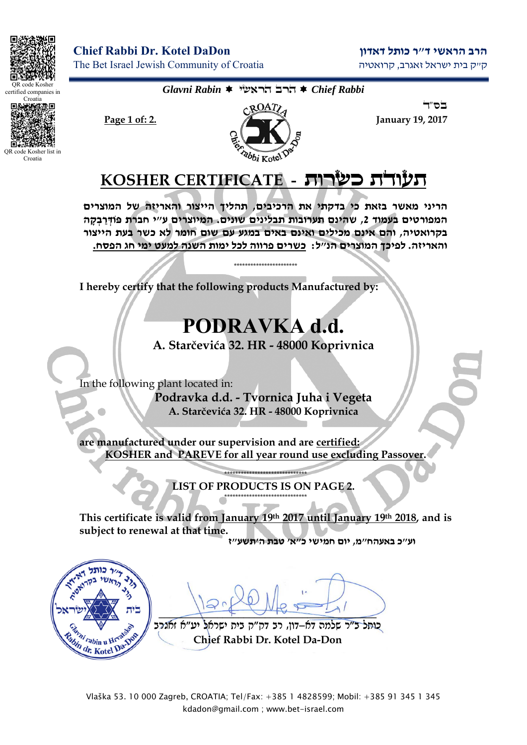**Chief Rabbi Dr. Kotel DaDon**
The Bet Israel Jewish Community of Croatia

**הרב הראשי ד"ר כותל דאדון**
ק"ק בית ישראל זאגרב, קרואטיה

QR code Kosher certified companies in Croatia

QR code Kosher list in Croatia

*Glavni Rabin* ✱ הרב הראשי ✱ *Chief Rabbi*

בס"ד

**January 19, 2017**

# KOSHER CERTIFICATE - תעודת כשרות

**הריני מאשר בזאת כי בדקתי את הרכיבים, תהליך הייצור והאריזה של המוצרים המפורטים בעמוד 2, שהינם תערובות תבלינים שונים. המיוצרים ע"י חברת פודרבקה בקרואטיה, והם אינם מכילים ואינם באים במגע עם שום חומר לא כשר בעת הייצור והאריזה. לפיכך המוצרים הנ"ל: כשרים פרווה לכל ימות השנה למעט ימי חג הפסח.**

\*\*\*\*\*\*\*\*\*\*\*\*\*\*\*\*\*\*\*\*\*\*\*\*

**I hereby certify that the following products Manufactured by:**

## PODRAVKA d.d.

**A. Starčevića 32. HR - 48000 Koprivnica**

In the following plant located in:

**Podravka d.d. - Tvornica Juha i Vegeta**
**A. Starčevića 32. HR - 48000 Koprivnica**

**are manufactured under our supervision and are certified:**
**KOSHER and PAREVE for all year round use excluding Passover.**

\*\*\*\*\*\*\*\*\*\*\*\*\*\*\*\*\*\*\*\*\*\*\*\*\*\*\*\*\*\*
**LIST OF PRODUCTS IS ON PAGE 2.**
\*\*\*\*\*\*\*\*\*\*\*\*\*\*\*\*\*\*\*\*\*\*\*\*\*\*\*\*\*\*

**This certificate is valid from January 19th 2017 until January 19th 2018, and is subject to renewal at that time.**

**וע"כ באעהח"מ, יום חמישי כ"א' טבת ה'תשע"ז**

כותל ב"ר שלמה דא-דון, רב דק"ק בית ישראל יע"א זאגרב
**Chief Rabbi Dr. Kotel Da-Don**

Vlaška 53. 10 000 Zagreb, CROATIA; Tel/Fax: +385 1 4828599; Mobil: +385 91 345 1 345
kdadon@gmail.com ; www.bet-israel.com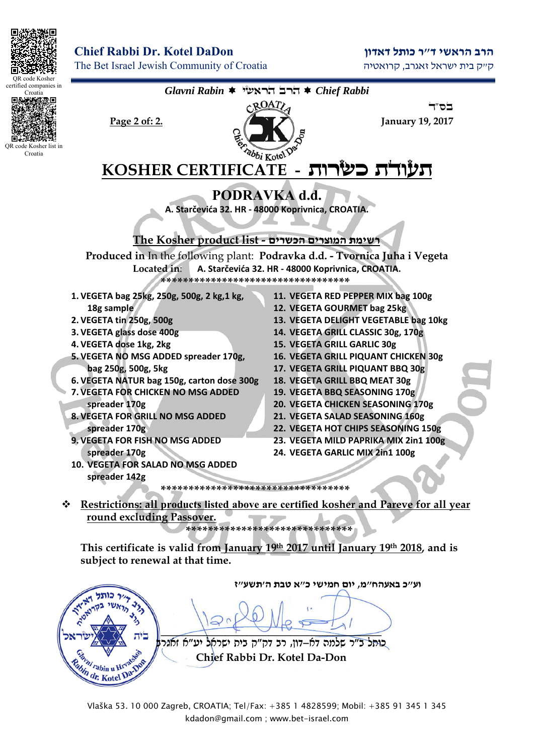QR code Kosher certified companies in Croatia

QR code Kosher list in Croatia

**Chief Rabbi Dr. Kotel DaDon**
The Bet Israel Jewish Community of Croatia

**הרב הראשי ד״ר כותל דאדון**
ק״ק בית ישראל זאגרב, קרואטיה

***Glavni Rabin* ✱ הרב הראשי ✱ *Chief Rabbi***

בס״ד

**Page 2 of: 2.**

**January 19, 2017**

# KOSHER CERTIFICATE - תעודת כשרות

## PODRAVKA d.d.

**A. Starčevića 32. HR - 48000 Koprivnica, CROATIA.**

### The Kosher product list - רשימת המוצרים הכשרים

**Produced in** In the following plant: **Podravka d.d. - Tvornica Juha i Vegeta**
**Located in**: **A. Starčevića 32. HR - 48000 Koprivnica, CROATIA.**

**********************************

1. **VEGETA bag 25kg, 250g, 500g, 2 kg,1 kg, 18g sample**
2. **VEGETA tin 250g, 500g**
3. **VEGETA glass dose 400g**
4. **VEGETA dose 1kg, 2kg**
5. **VEGETA NO MSG ADDED spreader 170g, bag 250g, 500g, 5kg**
6. **VEGETA NATUR bag 150g, carton dose 300g**
7. **VEGETA FOR CHICKEN NO MSG ADDED spreader 170g**
8. **VEGETA FOR GRILL NO MSG ADDED spreader 170g**
9. **VEGETA FOR FISH NO MSG ADDED spreader 170g**
10. **VEGETA FOR SALAD NO MSG ADDED spreader 142g**
11. **VEGETA RED PEPPER MIX bag 100g**
12. **VEGETA GOURMET bag 25kg**
13. **VEGETA DELIGHT VEGETABLE bag 10kg**
14. **VEGETA GRILL CLASSIC 30g, 170g**
15. **VEGETA GRILL GARLIC 30g**
16. **VEGETA GRILL PIQUANT CHICKEN 30g**
17. **VEGETA GRILL PIQUANT BBQ 30g**
18. **VEGETA GRILL BBQ MEAT 30g**
19. **VEGETA BBQ SEASONING 170g**
20. **VEGETA CHICKEN SEASONING 170g**
21. **VEGETA SALAD SEASONING 160g**
22. **VEGETA HOT CHIPS SEASONING 150g**
23. **VEGETA MILD PAPRIKA MIX 2in1 100g**
24. **VEGETA GARLIC MIX 2in1 100g**

**********************************

❖ **Restrictions: all products listed above are certified kosher and Pareve for all year round excluding Passover.**

******************************

**This certificate is valid from January 19th 2017 until January 19th 2018, and is subject to renewal at that time.**

**וע״כ באעהח״מ, יום חמישי כ״א טבת ה'תשע״ז**

כותל ב״ר שלמה דה-דון, רב דק״ק בית ישראל יע״א זאגרב

**Chief Rabbi Dr. Kotel Da-Don**

Vlaška 53. 10 000 Zagreb, CROATIA; Tel/Fax: +385 1 4828599; Mobil: +385 91 345 1 345
kdadon@gmail.com ; www.bet-israel.com